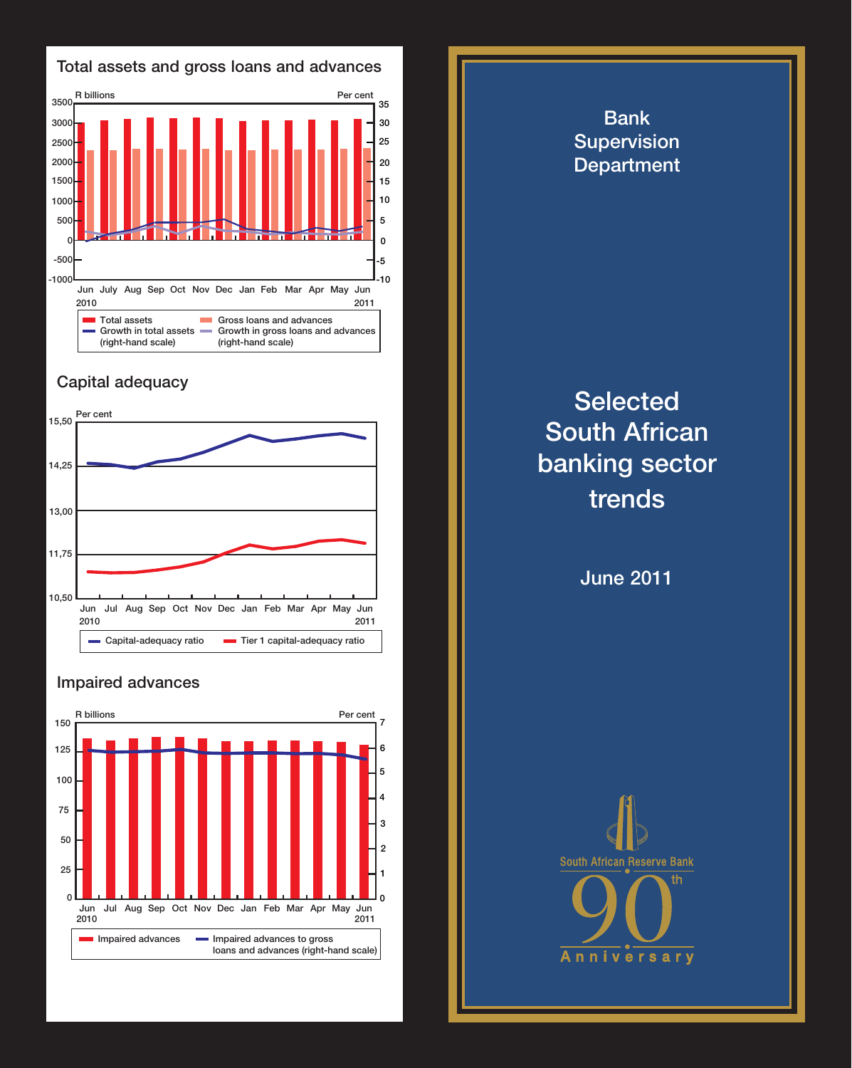## Total assets and gross loans and advances

R billions / Per cent

- Total assets
- Gross loans and advances
- Growth in total assets (right-hand scale)
- Growth in gross loans and advances (right-hand scale)

Jun 2010 – Jun 2011

## Capital adequacy

Per cent

- Capital-adequacy ratio
- Tier 1 capital-adequacy ratio

Jun 2010 – Jun 2011

## Impaired advances

R billions / Per cent

- Impaired advances
- Impaired advances to gross loans and advances (right-hand scale)

Jun 2010 – Jun 2011

# Bank Supervision Department

# Selected South African banking sector trends

June 2011

South African Reserve Bank 90th Anniversary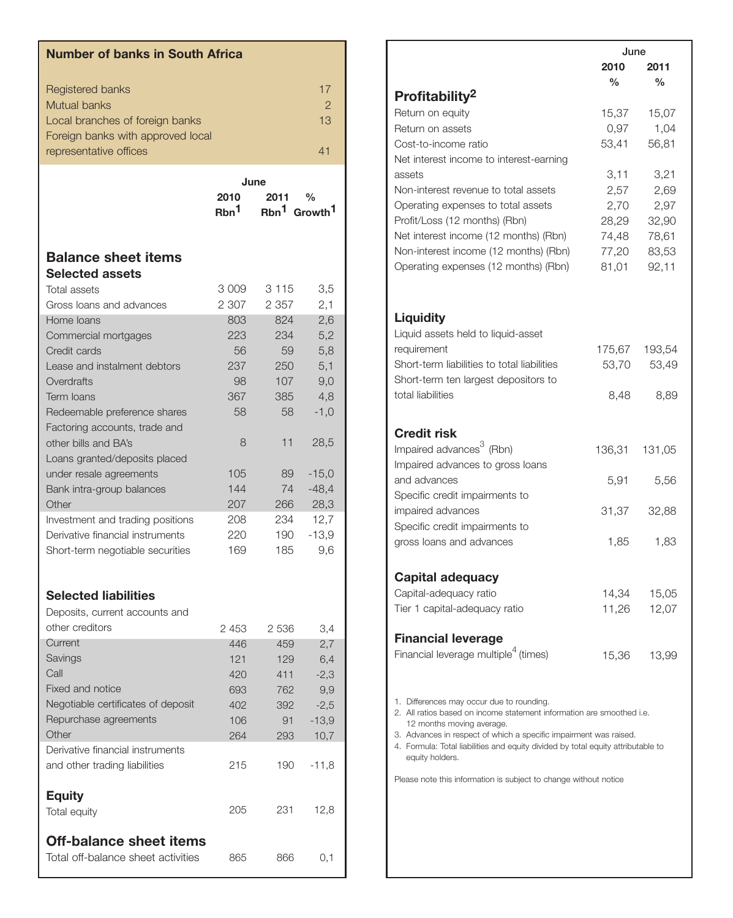## Number of banks in South Africa

| | |
|---|---|
| Registered banks | 17 |
| Mutual banks | 2 |
| Local branches of foreign banks | 13 |
| Foreign banks with approved local representative offices | 41 |

| | June 2010 Rbn[1] | June 2011 Rbn[1] | % Growth[1] |
|---|---|---|---|
| **Balance sheet items** | | | |
| **Selected assets** | | | |
| Total assets | 3 009 | 3 115 | 3,5 |
| Gross loans and advances | 2 307 | 2 357 | 2,1 |
| Home loans | 803 | 824 | 2,6 |
| Commercial mortgages | 223 | 234 | 5,2 |
| Credit cards | 56 | 59 | 5,8 |
| Lease and instalment debtors | 237 | 250 | 5,1 |
| Overdrafts | 98 | 107 | 9,0 |
| Term loans | 367 | 385 | 4,8 |
| Redeemable preference shares | 58 | 58 | -1,0 |
| Factoring accounts, trade and other bills and BA's | 8 | 11 | 28,5 |
| Loans granted/deposits placed under resale agreements | 105 | 89 | -15,0 |
| Bank intra-group balances | 144 | 74 | -48,4 |
| Other | 207 | 266 | 28,3 |
| Investment and trading positions | 208 | 234 | 12,7 |
| Derivative financial instruments | 220 | 190 | -13,9 |
| Short-term negotiable securities | 169 | 185 | 9,6 |
| **Selected liabilities** | | | |
| Deposits, current accounts and other creditors | 2 453 | 2 536 | 3,4 |
| Current | 446 | 459 | 2,7 |
| Savings | 121 | 129 | 6,4 |
| Call | 420 | 411 | -2,3 |
| Fixed and notice | 693 | 762 | 9,9 |
| Negotiable certificates of deposit | 402 | 392 | -2,5 |
| Repurchase agreements | 106 | 91 | -13,9 |
| Other | 264 | 293 | 10,7 |
| Derivative financial instruments and other trading liabilities | 215 | 190 | -11,8 |
| **Equity** | | | |
| Total equity | 205 | 231 | 12,8 |
| **Off-balance sheet items** | | | |
| Total off-balance sheet activities | 865 | 866 | 0,1 |

| | June 2010 % | June 2011 % |
|---|---|---|
| **Profitability[2]** | | |
| Return on equity | 15,37 | 15,07 |
| Return on assets | 0,97 | 1,04 |
| Cost-to-income ratio | 53,41 | 56,81 |
| Net interest income to interest-earning assets | 3,11 | 3,21 |
| Non-interest revenue to total assets | 2,57 | 2,69 |
| Operating expenses to total assets | 2,70 | 2,97 |
| Profit/Loss (12 months) (Rbn) | 28,29 | 32,90 |
| Net interest income (12 months) (Rbn) | 74,48 | 78,61 |
| Non-interest income (12 months) (Rbn) | 77,20 | 83,53 |
| Operating expenses (12 months) (Rbn) | 81,01 | 92,11 |
| **Liquidity** | | |
| Liquid assets held to liquid-asset requirement | 175,67 | 193,54 |
| Short-term liabilities to total liabilities | 53,70 | 53,49 |
| Short-term ten largest depositors to total liabilities | 8,48 | 8,89 |
| **Credit risk** | | |
| Impaired advances[3] (Rbn) | 136,31 | 131,05 |
| Impaired advances to gross loans and advances | 5,91 | 5,56 |
| Specific credit impairments to impaired advances | 31,37 | 32,88 |
| Specific credit impairments to gross loans and advances | 1,85 | 1,83 |
| **Capital adequacy** | | |
| Capital-adequacy ratio | 14,34 | 15,05 |
| Tier 1 capital-adequacy ratio | 11,26 | 12,07 |
| **Financial leverage** | | |
| Financial leverage multiple[4] (times) | 15,36 | 13,99 |

1. Differences may occur due to rounding.
2. All ratios based on income statement information are smoothed i.e. 12 months moving average.
3. Advances in respect of which a specific impairment was raised.
4. Formula: Total liabilities and equity divided by total equity attributable to equity holders.

Please note this information is subject to change without notice